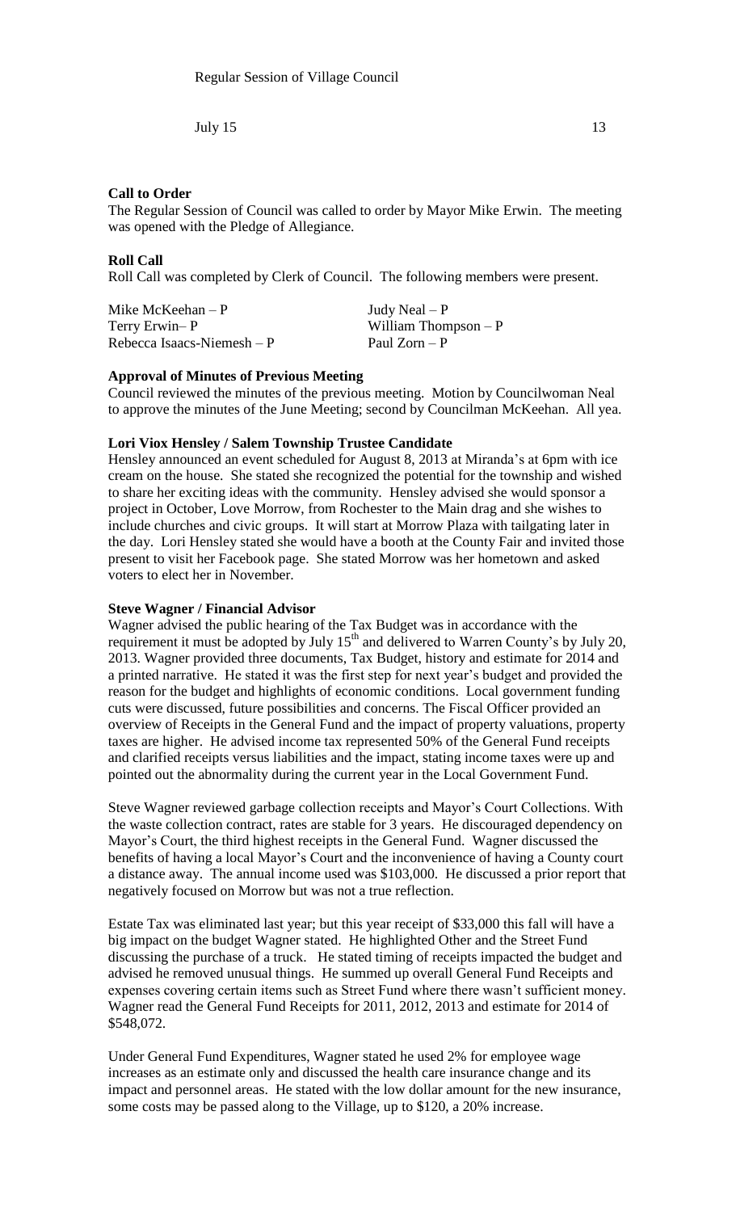Regular Session of Village Council

July 15 13

**Call to Order**

The Regular Session of Council was called to order by Mayor Mike Erwin. The meeting was opened with the Pledge of Allegiance.

**Roll Call**

Roll Call was completed by Clerk of Council. The following members were present.

| | |
|---|---|
| Mike McKeehan – P | Judy Neal – P |
| Terry Erwin– P | William Thompson – P |
| Rebecca Isaacs-Niemesh – P | Paul Zorn – P |

**Approval of Minutes of Previous Meeting**

Council reviewed the minutes of the previous meeting. Motion by Councilwoman Neal to approve the minutes of the June Meeting; second by Councilman McKeehan. All yea.

**Lori Viox Hensley / Salem Township Trustee Candidate**

Hensley announced an event scheduled for August 8, 2013 at Miranda's at 6pm with ice cream on the house. She stated she recognized the potential for the township and wished to share her exciting ideas with the community. Hensley advised she would sponsor a project in October, Love Morrow, from Rochester to the Main drag and she wishes to include churches and civic groups. It will start at Morrow Plaza with tailgating later in the day. Lori Hensley stated she would have a booth at the County Fair and invited those present to visit her Facebook page. She stated Morrow was her hometown and asked voters to elect her in November.

**Steve Wagner / Financial Advisor**

Wagner advised the public hearing of the Tax Budget was in accordance with the requirement it must be adopted by July 15th and delivered to Warren County's by July 20, 2013. Wagner provided three documents, Tax Budget, history and estimate for 2014 and a printed narrative. He stated it was the first step for next year's budget and provided the reason for the budget and highlights of economic conditions. Local government funding cuts were discussed, future possibilities and concerns. The Fiscal Officer provided an overview of Receipts in the General Fund and the impact of property valuations, property taxes are higher. He advised income tax represented 50% of the General Fund receipts and clarified receipts versus liabilities and the impact, stating income taxes were up and pointed out the abnormality during the current year in the Local Government Fund.

Steve Wagner reviewed garbage collection receipts and Mayor's Court Collections. With the waste collection contract, rates are stable for 3 years. He discouraged dependency on Mayor's Court, the third highest receipts in the General Fund. Wagner discussed the benefits of having a local Mayor's Court and the inconvenience of having a County court a distance away. The annual income used was $103,000. He discussed a prior report that negatively focused on Morrow but was not a true reflection.

Estate Tax was eliminated last year; but this year receipt of $33,000 this fall will have a big impact on the budget Wagner stated. He highlighted Other and the Street Fund discussing the purchase of a truck. He stated timing of receipts impacted the budget and advised he removed unusual things. He summed up overall General Fund Receipts and expenses covering certain items such as Street Fund where there wasn't sufficient money. Wagner read the General Fund Receipts for 2011, 2012, 2013 and estimate for 2014 of $548,072.

Under General Fund Expenditures, Wagner stated he used 2% for employee wage increases as an estimate only and discussed the health care insurance change and its impact and personnel areas. He stated with the low dollar amount for the new insurance, some costs may be passed along to the Village, up to $120, a 20% increase.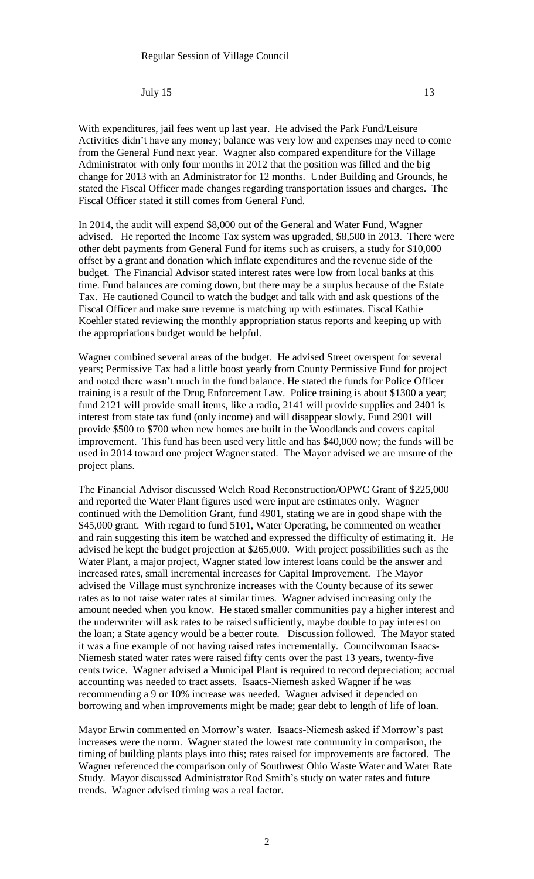With expenditures, jail fees went up last year. He advised the Park Fund/Leisure Activities didn't have any money; balance was very low and expenses may need to come from the General Fund next year. Wagner also compared expenditure for the Village Administrator with only four months in 2012 that the position was filled and the big change for 2013 with an Administrator for 12 months. Under Building and Grounds, he stated the Fiscal Officer made changes regarding transportation issues and charges. The Fiscal Officer stated it still comes from General Fund.

In 2014, the audit will expend $8,000 out of the General and Water Fund, Wagner advised. He reported the Income Tax system was upgraded, $8,500 in 2013. There were other debt payments from General Fund for items such as cruisers, a study for $10,000 offset by a grant and donation which inflate expenditures and the revenue side of the budget. The Financial Advisor stated interest rates were low from local banks at this time. Fund balances are coming down, but there may be a surplus because of the Estate Tax. He cautioned Council to watch the budget and talk with and ask questions of the Fiscal Officer and make sure revenue is matching up with estimates. Fiscal Kathie Koehler stated reviewing the monthly appropriation status reports and keeping up with the appropriations budget would be helpful.

Wagner combined several areas of the budget. He advised Street overspent for several years; Permissive Tax had a little boost yearly from County Permissive Fund for project and noted there wasn't much in the fund balance. He stated the funds for Police Officer training is a result of the Drug Enforcement Law. Police training is about $1300 a year; fund 2121 will provide small items, like a radio, 2141 will provide supplies and 2401 is interest from state tax fund (only income) and will disappear slowly. Fund 2901 will provide $500 to $700 when new homes are built in the Woodlands and covers capital improvement. This fund has been used very little and has $40,000 now; the funds will be used in 2014 toward one project Wagner stated. The Mayor advised we are unsure of the project plans.

The Financial Advisor discussed Welch Road Reconstruction/OPWC Grant of $225,000 and reported the Water Plant figures used were input are estimates only. Wagner continued with the Demolition Grant, fund 4901, stating we are in good shape with the $45,000 grant. With regard to fund 5101, Water Operating, he commented on weather and rain suggesting this item be watched and expressed the difficulty of estimating it. He advised he kept the budget projection at $265,000. With project possibilities such as the Water Plant, a major project, Wagner stated low interest loans could be the answer and increased rates, small incremental increases for Capital Improvement. The Mayor advised the Village must synchronize increases with the County because of its sewer rates as to not raise water rates at similar times. Wagner advised increasing only the amount needed when you know. He stated smaller communities pay a higher interest and the underwriter will ask rates to be raised sufficiently, maybe double to pay interest on the loan; a State agency would be a better route. Discussion followed. The Mayor stated it was a fine example of not having raised rates incrementally. Councilwoman Isaacs-Niemesh stated water rates were raised fifty cents over the past 13 years, twenty-five cents twice. Wagner advised a Municipal Plant is required to record depreciation; accrual accounting was needed to tract assets. Isaacs-Niemesh asked Wagner if he was recommending a 9 or 10% increase was needed. Wagner advised it depended on borrowing and when improvements might be made; gear debt to length of life of loan.

Mayor Erwin commented on Morrow's water. Isaacs-Niemesh asked if Morrow's past increases were the norm. Wagner stated the lowest rate community in comparison, the timing of building plants plays into this; rates raised for improvements are factored. The Wagner referenced the comparison only of Southwest Ohio Waste Water and Water Rate Study. Mayor discussed Administrator Rod Smith's study on water rates and future trends. Wagner advised timing was a real factor.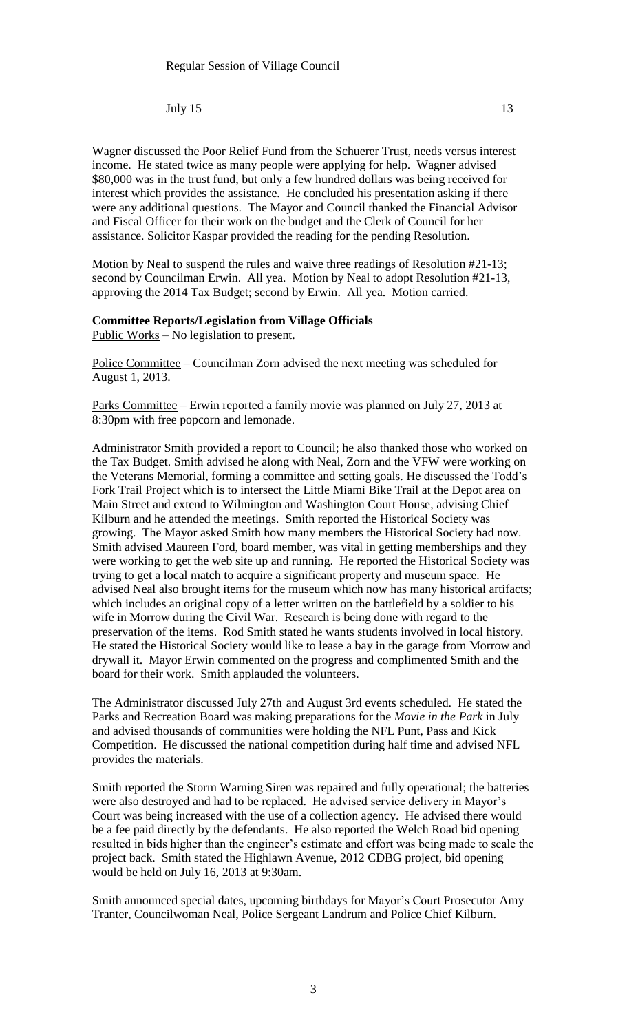Wagner discussed the Poor Relief Fund from the Schuerer Trust, needs versus interest income. He stated twice as many people were applying for help. Wagner advised $80,000 was in the trust fund, but only a few hundred dollars was being received for interest which provides the assistance. He concluded his presentation asking if there were any additional questions. The Mayor and Council thanked the Financial Advisor and Fiscal Officer for their work on the budget and the Clerk of Council for her assistance. Solicitor Kaspar provided the reading for the pending Resolution.

Motion by Neal to suspend the rules and waive three readings of Resolution #21-13; second by Councilman Erwin. All yea. Motion by Neal to adopt Resolution #21-13, approving the 2014 Tax Budget; second by Erwin. All yea. Motion carried.

**Committee Reports/Legislation from Village Officials**

Public Works – No legislation to present.

Police Committee – Councilman Zorn advised the next meeting was scheduled for August 1, 2013.

Parks Committee – Erwin reported a family movie was planned on July 27, 2013 at 8:30pm with free popcorn and lemonade.

Administrator Smith provided a report to Council; he also thanked those who worked on the Tax Budget. Smith advised he along with Neal, Zorn and the VFW were working on the Veterans Memorial, forming a committee and setting goals. He discussed the Todd's Fork Trail Project which is to intersect the Little Miami Bike Trail at the Depot area on Main Street and extend to Wilmington and Washington Court House, advising Chief Kilburn and he attended the meetings. Smith reported the Historical Society was growing. The Mayor asked Smith how many members the Historical Society had now. Smith advised Maureen Ford, board member, was vital in getting memberships and they were working to get the web site up and running. He reported the Historical Society was trying to get a local match to acquire a significant property and museum space. He advised Neal also brought items for the museum which now has many historical artifacts; which includes an original copy of a letter written on the battlefield by a soldier to his wife in Morrow during the Civil War. Research is being done with regard to the preservation of the items. Rod Smith stated he wants students involved in local history. He stated the Historical Society would like to lease a bay in the garage from Morrow and drywall it. Mayor Erwin commented on the progress and complimented Smith and the board for their work. Smith applauded the volunteers.

The Administrator discussed July 27th and August 3rd events scheduled. He stated the Parks and Recreation Board was making preparations for the *Movie in the Park* in July and advised thousands of communities were holding the NFL Punt, Pass and Kick Competition. He discussed the national competition during half time and advised NFL provides the materials.

Smith reported the Storm Warning Siren was repaired and fully operational; the batteries were also destroyed and had to be replaced. He advised service delivery in Mayor's Court was being increased with the use of a collection agency. He advised there would be a fee paid directly by the defendants. He also reported the Welch Road bid opening resulted in bids higher than the engineer's estimate and effort was being made to scale the project back. Smith stated the Highlawn Avenue, 2012 CDBG project, bid opening would be held on July 16, 2013 at 9:30am.

Smith announced special dates, upcoming birthdays for Mayor's Court Prosecutor Amy Tranter, Councilwoman Neal, Police Sergeant Landrum and Police Chief Kilburn.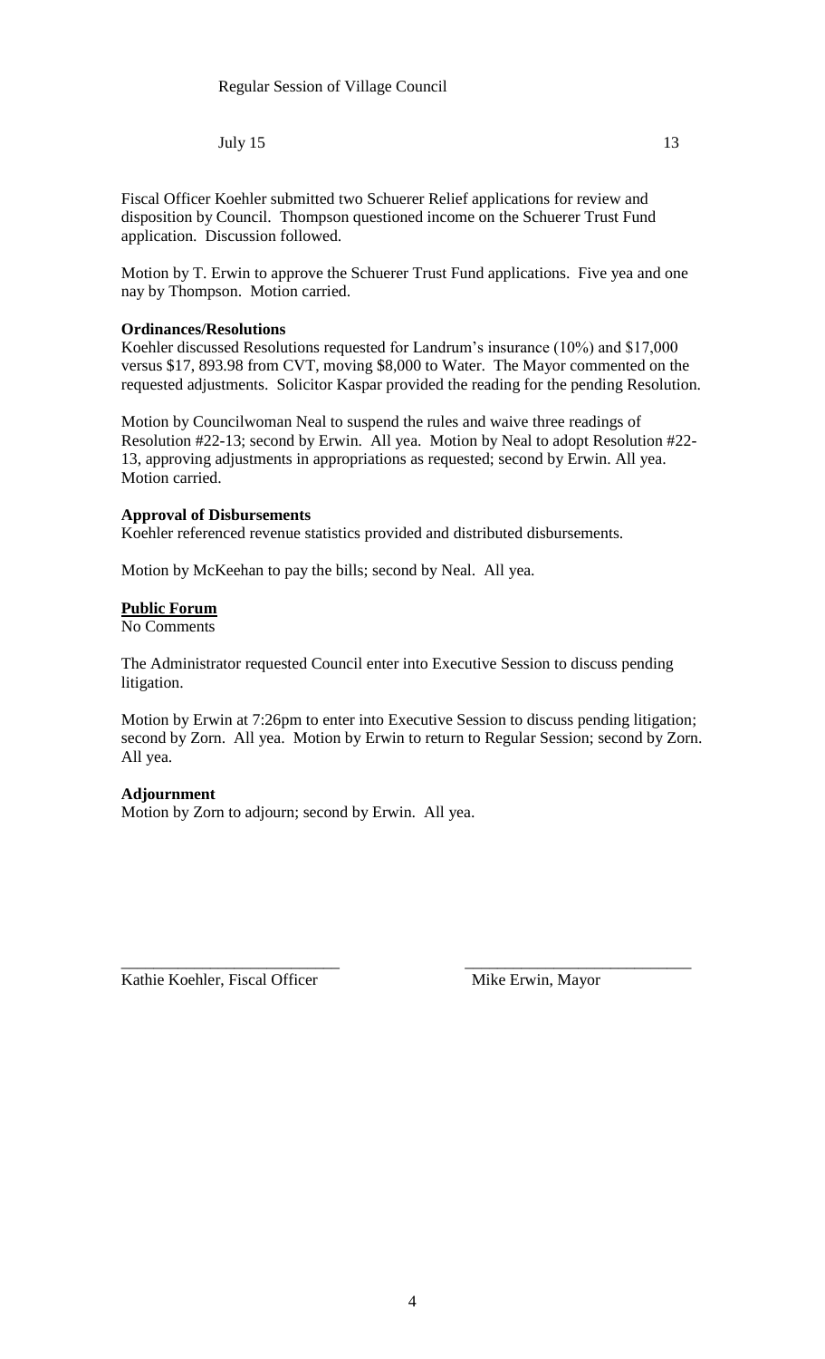Regular Session of Village Council

July 15 13

Fiscal Officer Koehler submitted two Schuerer Relief applications for review and disposition by Council. Thompson questioned income on the Schuerer Trust Fund application. Discussion followed.

Motion by T. Erwin to approve the Schuerer Trust Fund applications. Five yea and one nay by Thompson. Motion carried.

**Ordinances/Resolutions**
Koehler discussed Resolutions requested for Landrum's insurance (10%) and $17,000 versus $17, 893.98 from CVT, moving $8,000 to Water. The Mayor commented on the requested adjustments. Solicitor Kaspar provided the reading for the pending Resolution.

Motion by Councilwoman Neal to suspend the rules and waive three readings of Resolution #22-13; second by Erwin. All yea. Motion by Neal to adopt Resolution #22-13, approving adjustments in appropriations as requested; second by Erwin. All yea. Motion carried.

**Approval of Disbursements**
Koehler referenced revenue statistics provided and distributed disbursements.

Motion by McKeehan to pay the bills; second by Neal. All yea.

**Public Forum**
No Comments

The Administrator requested Council enter into Executive Session to discuss pending litigation.

Motion by Erwin at 7:26pm to enter into Executive Session to discuss pending litigation; second by Zorn. All yea. Motion by Erwin to return to Regular Session; second by Zorn. All yea.

**Adjournment**
Motion by Zorn to adjourn; second by Erwin. All yea.

\_\_\_\_\_\_\_\_\_\_\_\_\_\_\_\_\_\_\_\_\_\_\_\_\_\_\_\_ \_\_\_\_\_\_\_\_\_\_\_\_\_\_\_\_\_\_\_\_\_\_\_\_\_\_\_\_
Kathie Koehler, Fiscal Officer Mike Erwin, Mayor